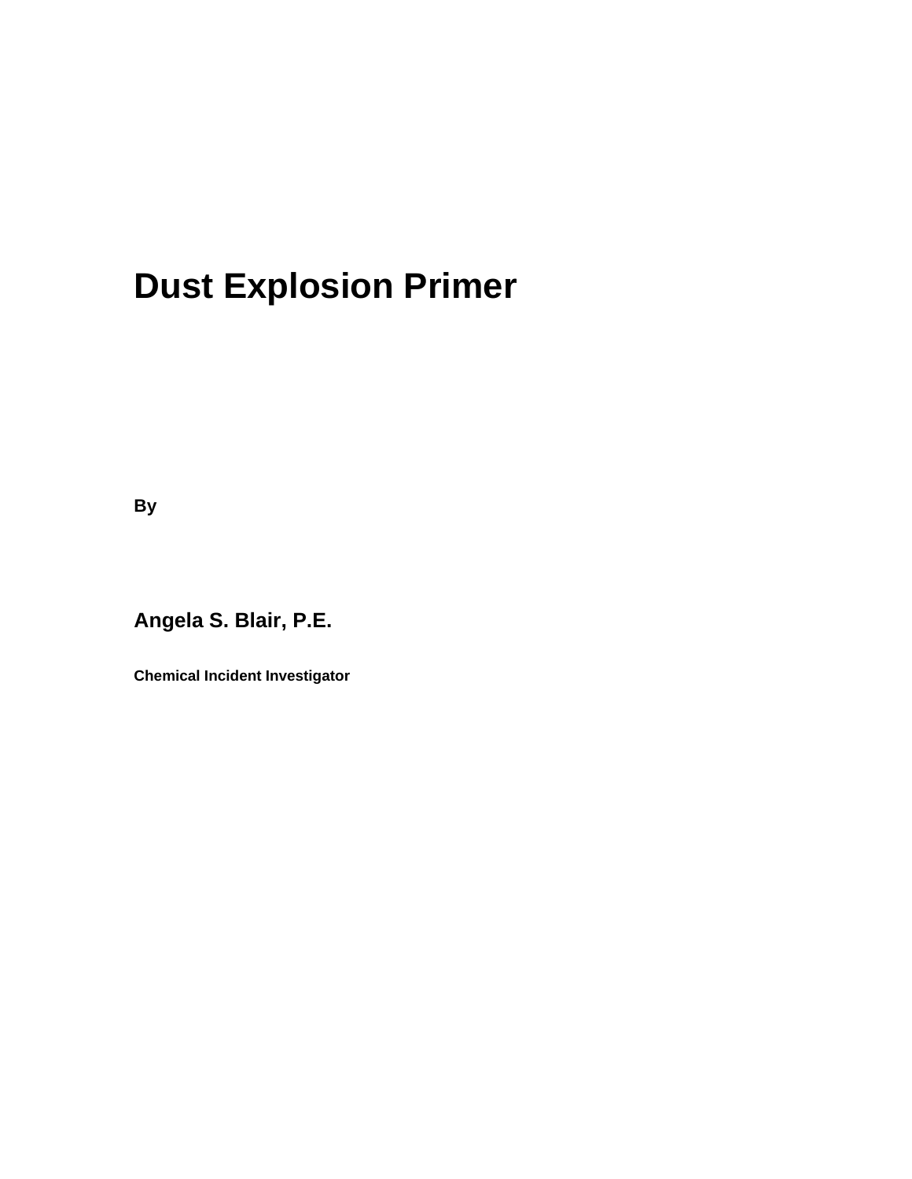# Dust Explosion Primer

**By**

**Angela S. Blair, P.E.**

**Chemical Incident Investigator**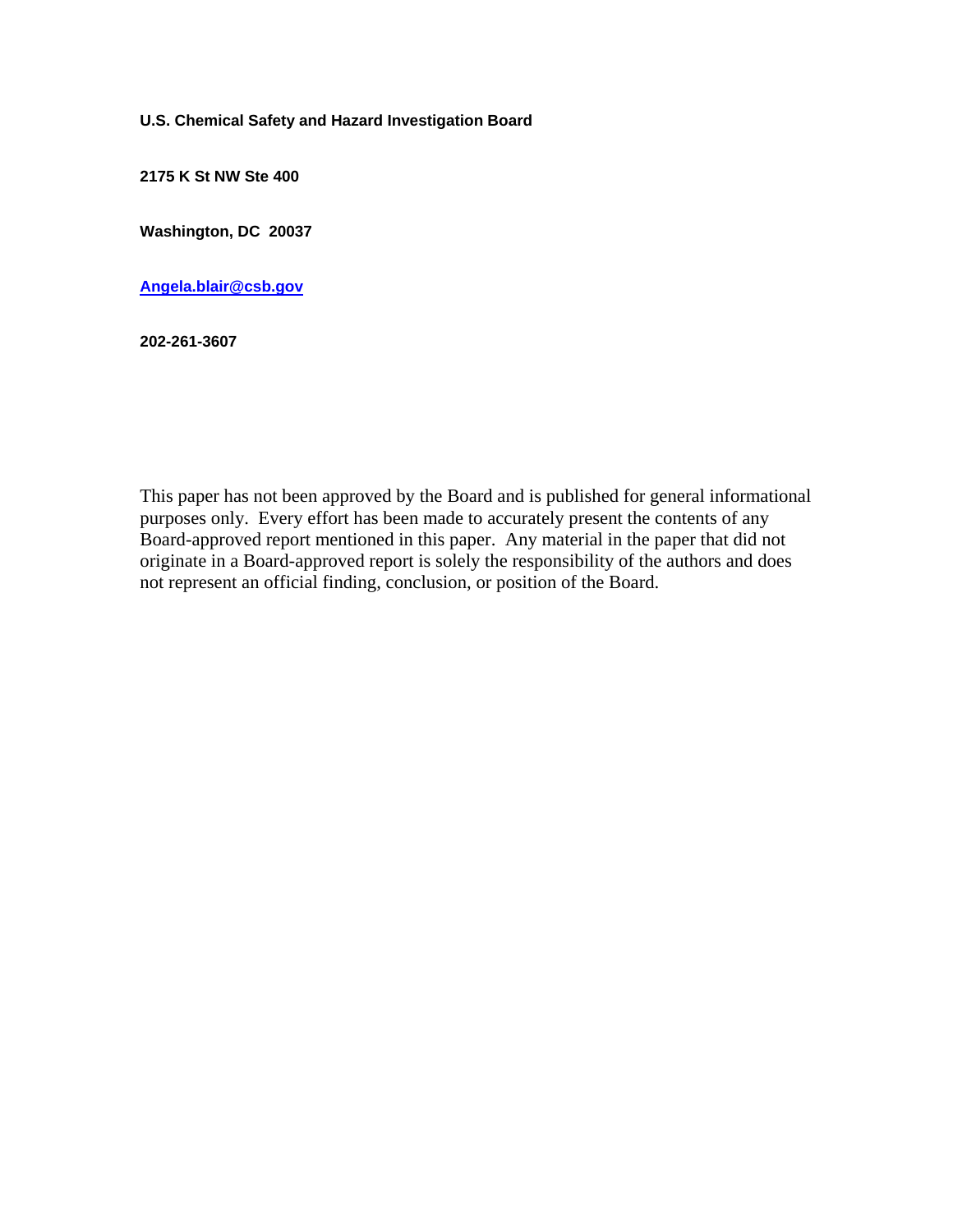**U.S. Chemical Safety and Hazard Investigation Board**

**2175 K St NW Ste 400**

**Washington, DC 20037**

**Angela.blair@csb.gov**

**202-261-3607**

This paper has not been approved by the Board and is published for general informational purposes only. Every effort has been made to accurately present the contents of any Board-approved report mentioned in this paper. Any material in the paper that did not originate in a Board-approved report is solely the responsibility of the authors and does not represent an official finding, conclusion, or position of the Board.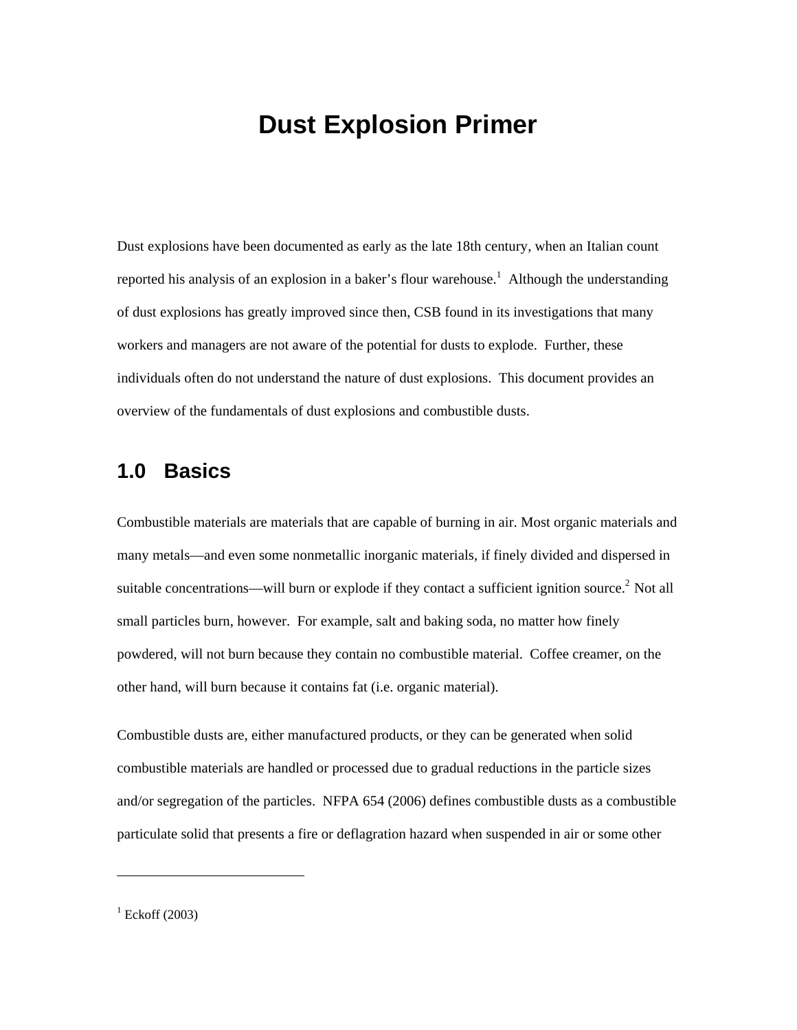# Dust Explosion Primer

Dust explosions have been documented as early as the late 18th century, when an Italian count reported his analysis of an explosion in a baker's flour warehouse.[1] Although the understanding of dust explosions has greatly improved since then, CSB found in its investigations that many workers and managers are not aware of the potential for dusts to explode. Further, these individuals often do not understand the nature of dust explosions. This document provides an overview of the fundamentals of dust explosions and combustible dusts.

## 1.0 Basics

Combustible materials are materials that are capable of burning in air. Most organic materials and many metals—and even some nonmetallic inorganic materials, if finely divided and dispersed in suitable concentrations—will burn or explode if they contact a sufficient ignition source.[2] Not all small particles burn, however. For example, salt and baking soda, no matter how finely powdered, will not burn because they contain no combustible material. Coffee creamer, on the other hand, will burn because it contains fat (i.e. organic material).

Combustible dusts are, either manufactured products, or they can be generated when solid combustible materials are handled or processed due to gradual reductions in the particle sizes and/or segregation of the particles. NFPA 654 (2006) defines combustible dusts as a combustible particulate solid that presents a fire or deflagration hazard when suspended in air or some other

---

[1] Eckoff (2003)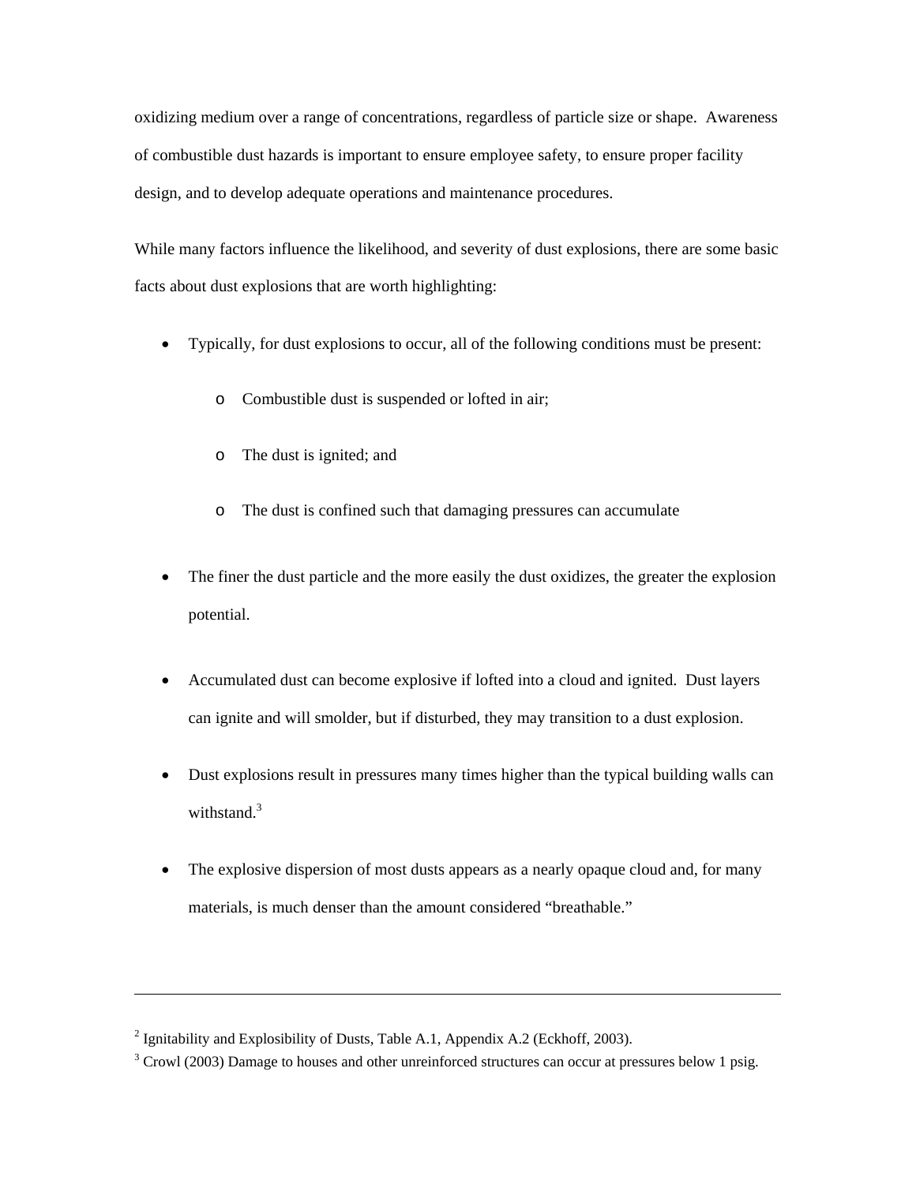oxidizing medium over a range of concentrations, regardless of particle size or shape. Awareness of combustible dust hazards is important to ensure employee safety, to ensure proper facility design, and to develop adequate operations and maintenance procedures.

While many factors influence the likelihood, and severity of dust explosions, there are some basic facts about dust explosions that are worth highlighting:

- Typically, for dust explosions to occur, all of the following conditions must be present:
  - Combustible dust is suspended or lofted in air;
  - The dust is ignited; and
  - The dust is confined such that damaging pressures can accumulate
- The finer the dust particle and the more easily the dust oxidizes, the greater the explosion potential.
- Accumulated dust can become explosive if lofted into a cloud and ignited. Dust layers can ignite and will smolder, but if disturbed, they may transition to a dust explosion.
- Dust explosions result in pressures many times higher than the typical building walls can withstand.[3]
- The explosive dispersion of most dusts appears as a nearly opaque cloud and, for many materials, is much denser than the amount considered "breathable."

---

[2] Ignitability and Explosibility of Dusts, Table A.1, Appendix A.2 (Eckhoff, 2003).

[3] Crowl (2003) Damage to houses and other unreinforced structures can occur at pressures below 1 psig.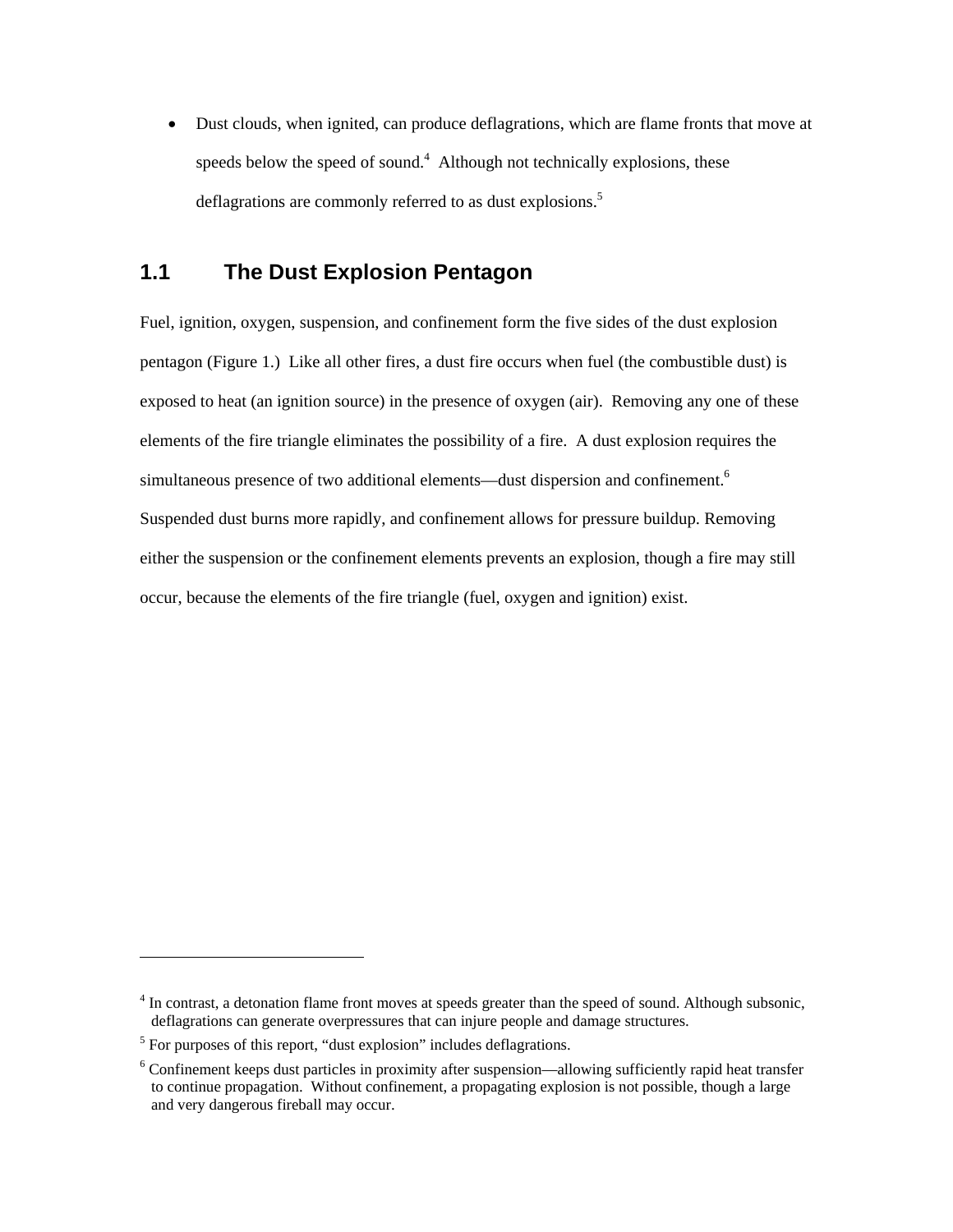- Dust clouds, when ignited, can produce deflagrations, which are flame fronts that move at speeds below the speed of sound.[4] Although not technically explosions, these deflagrations are commonly referred to as dust explosions.[5]

## 1.1 The Dust Explosion Pentagon

Fuel, ignition, oxygen, suspension, and confinement form the five sides of the dust explosion pentagon (Figure 1.) Like all other fires, a dust fire occurs when fuel (the combustible dust) is exposed to heat (an ignition source) in the presence of oxygen (air). Removing any one of these elements of the fire triangle eliminates the possibility of a fire. A dust explosion requires the simultaneous presence of two additional elements—dust dispersion and confinement.[6] Suspended dust burns more rapidly, and confinement allows for pressure buildup. Removing either the suspension or the confinement elements prevents an explosion, though a fire may still occur, because the elements of the fire triangle (fuel, oxygen and ignition) exist.

---

[4] In contrast, a detonation flame front moves at speeds greater than the speed of sound. Although subsonic, deflagrations can generate overpressures that can injure people and damage structures.

[5] For purposes of this report, "dust explosion" includes deflagrations.

[6] Confinement keeps dust particles in proximity after suspension—allowing sufficiently rapid heat transfer to continue propagation. Without confinement, a propagating explosion is not possible, though a large and very dangerous fireball may occur.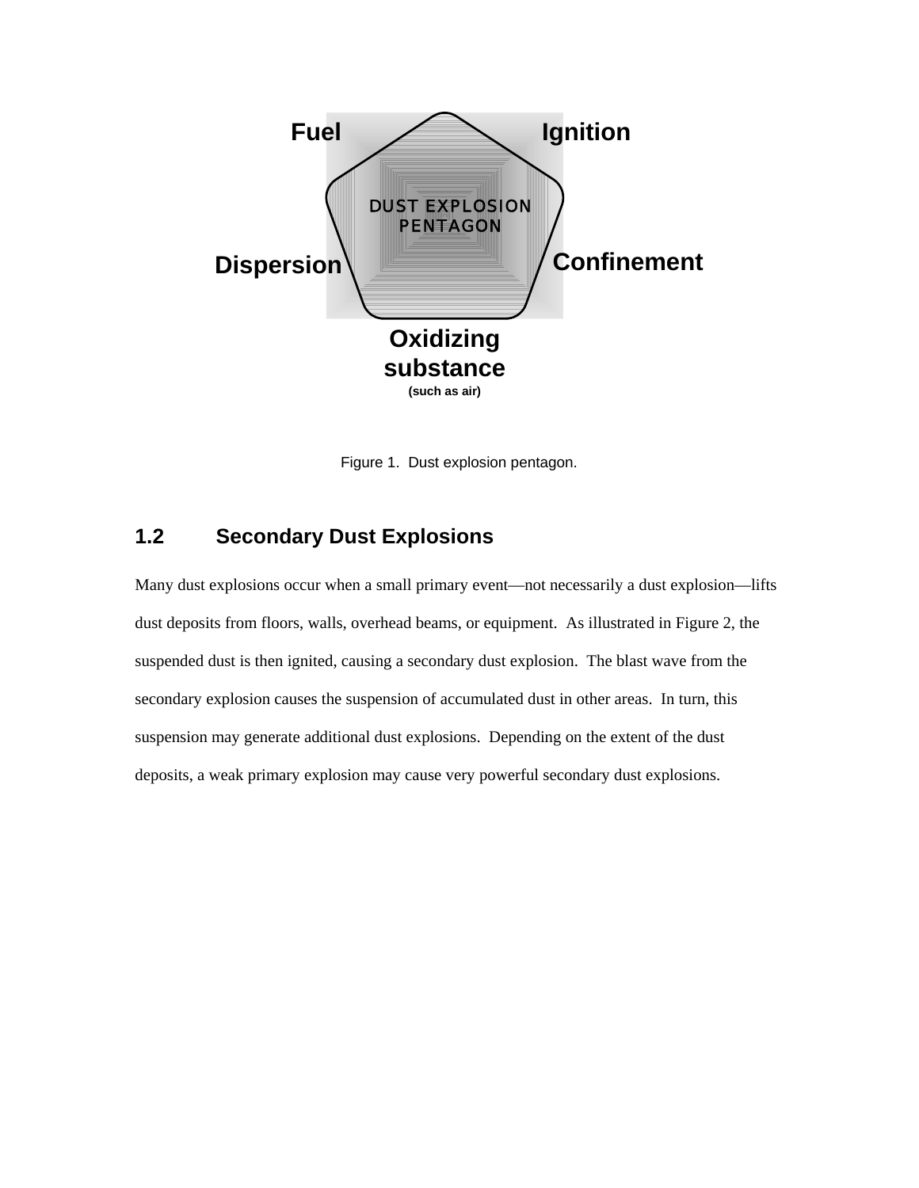Fuel

Ignition

DUST EXPLOSION PENTAGON

Dispersion

Confinement

Oxidizing substance
(such as air)

Figure 1. Dust explosion pentagon.

### 1.2 Secondary Dust Explosions

Many dust explosions occur when a small primary event—not necessarily a dust explosion—lifts dust deposits from floors, walls, overhead beams, or equipment. As illustrated in Figure 2, the suspended dust is then ignited, causing a secondary dust explosion. The blast wave from the secondary explosion causes the suspension of accumulated dust in other areas. In turn, this suspension may generate additional dust explosions. Depending on the extent of the dust deposits, a weak primary explosion may cause very powerful secondary dust explosions.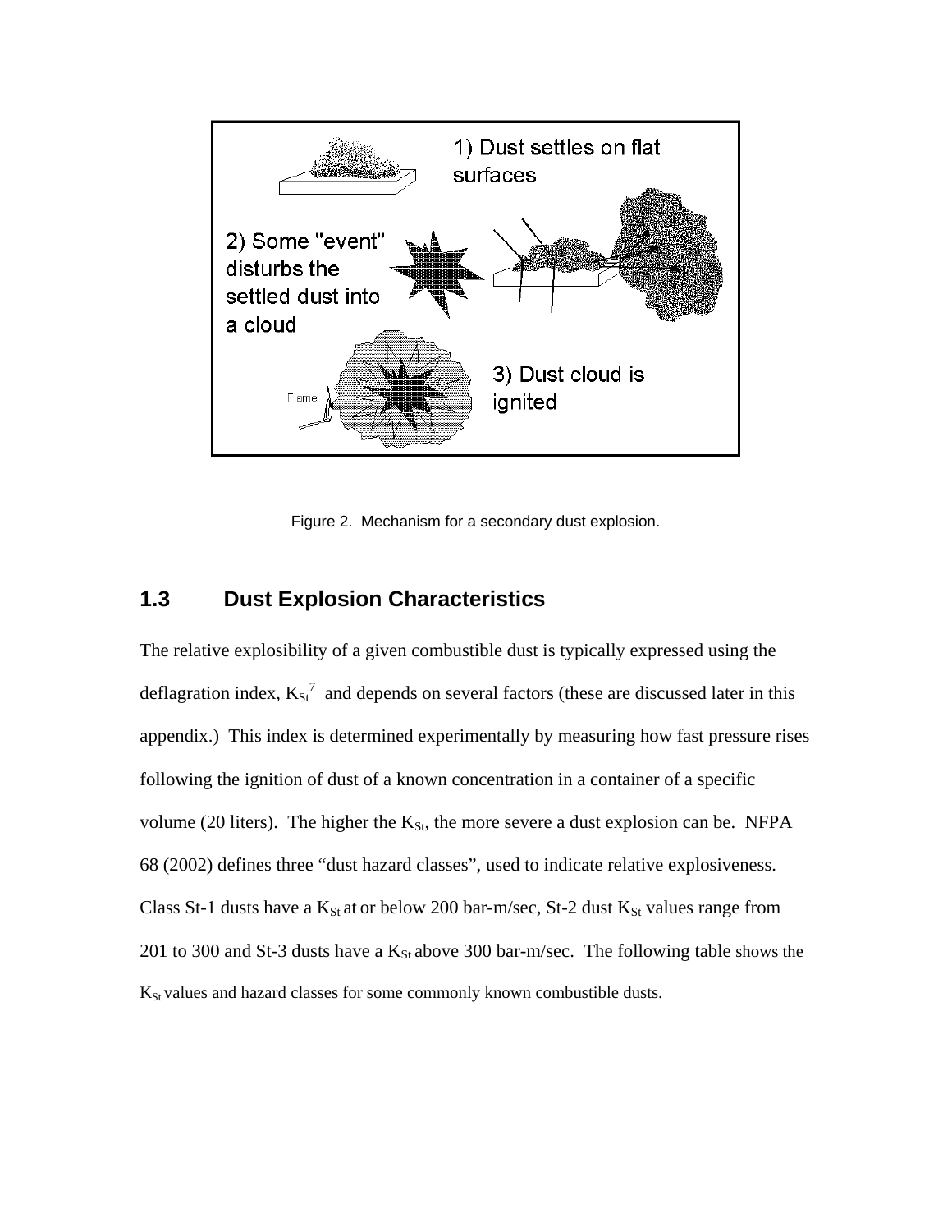1) Dust settles on flat surfaces

2) Some "event" disturbs the settled dust into a cloud

3) Dust cloud is ignited

Flame

Figure 2. Mechanism for a secondary dust explosion.

## 1.3 Dust Explosion Characteristics

The relative explosibility of a given combustible dust is typically expressed using the deflagration index, $K_{St}$[7] and depends on several factors (these are discussed later in this appendix.) This index is determined experimentally by measuring how fast pressure rises following the ignition of dust of a known concentration in a container of a specific volume (20 liters). The higher the $K_{St}$, the more severe a dust explosion can be. NFPA 68 (2002) defines three "dust hazard classes", used to indicate relative explosiveness. Class St-1 dusts have a $K_{St}$ at or below 200 bar-m/sec, St-2 dust $K_{St}$ values range from 201 to 300 and St-3 dusts have a $K_{St}$ above 300 bar-m/sec. The following table shows the $K_{St}$ values and hazard classes for some commonly known combustible dusts.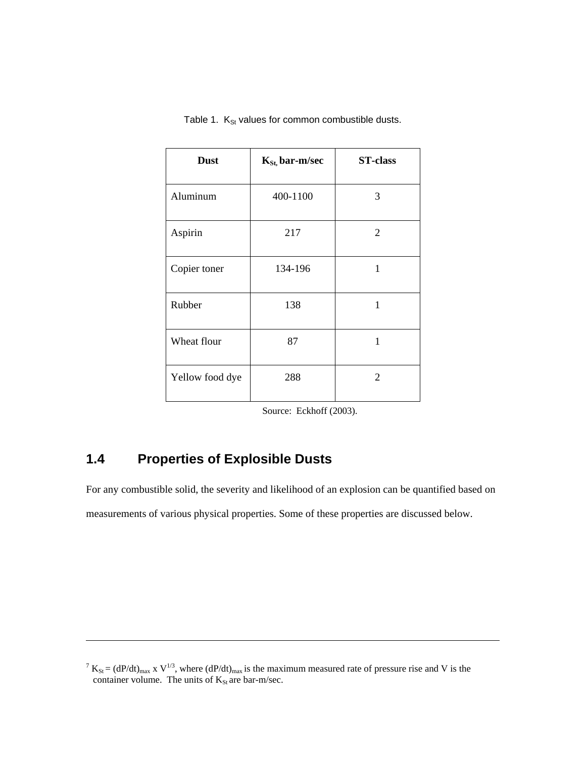Table 1. $K_{St}$ values for common combustible dusts.

| Dust | $K_{St}$, bar-m/sec | ST-class |
| --- | --- | --- |
| Aluminum | 400-1100 | 3 |
| Aspirin | 217 | 2 |
| Copier toner | 134-196 | 1 |
| Rubber | 138 | 1 |
| Wheat flour | 87 | 1 |
| Yellow food dye | 288 | 2 |

Source: Eckhoff (2003).

## 1.4 Properties of Explosible Dusts

For any combustible solid, the severity and likelihood of an explosion can be quantified based on measurements of various physical properties. Some of these properties are discussed below.

---

[7] $K_{St} = (dP/dt)_{max} \times V^{1/3}$, where $(dP/dt)_{max}$ is the maximum measured rate of pressure rise and V is the container volume. The units of $K_{St}$ are bar-m/sec.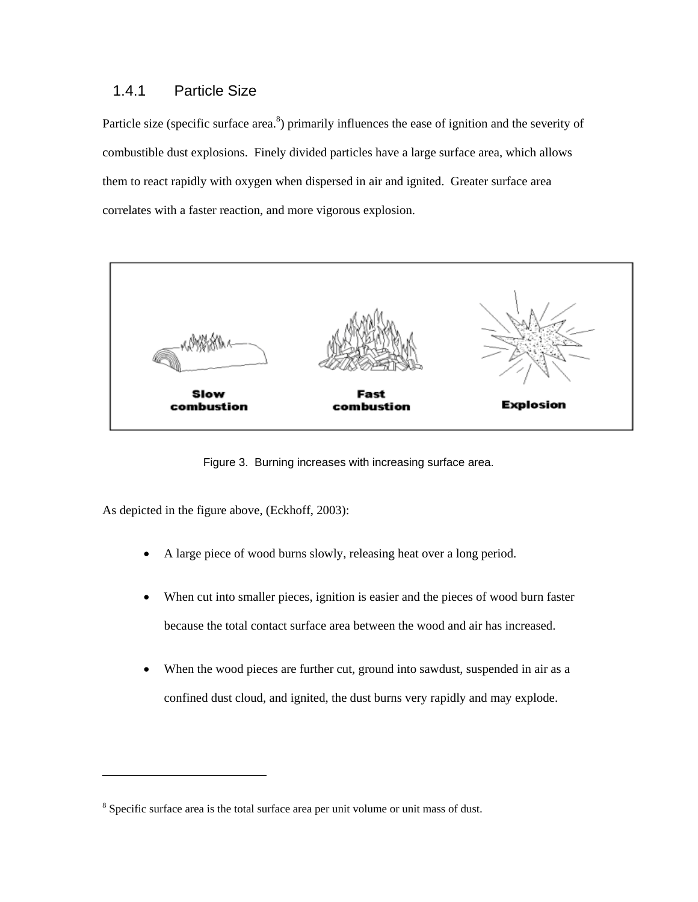### 1.4.1 Particle Size

Particle size (specific surface area.[8]) primarily influences the ease of ignition and the severity of combustible dust explosions. Finely divided particles have a large surface area, which allows them to react rapidly with oxygen when dispersed in air and ignited. Greater surface area correlates with a faster reaction, and more vigorous explosion.

Figure 3. Burning increases with increasing surface area.

As depicted in the figure above, (Eckhoff, 2003):

- A large piece of wood burns slowly, releasing heat over a long period.
- When cut into smaller pieces, ignition is easier and the pieces of wood burn faster because the total contact surface area between the wood and air has increased.
- When the wood pieces are further cut, ground into sawdust, suspended in air as a confined dust cloud, and ignited, the dust burns very rapidly and may explode.

[8] Specific surface area is the total surface area per unit volume or unit mass of dust.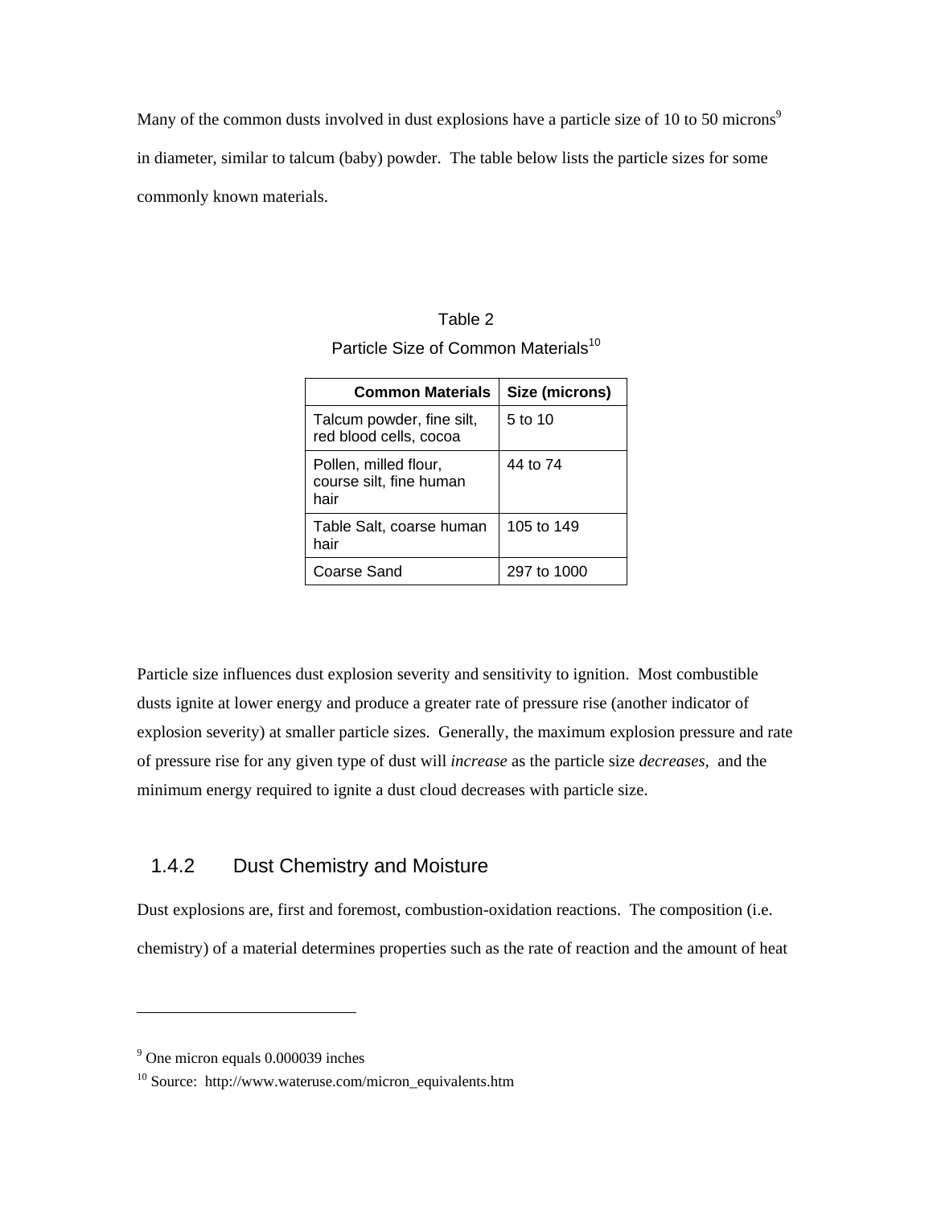Many of the common dusts involved in dust explosions have a particle size of 10 to 50 microns[9] in diameter, similar to talcum (baby) powder. The table below lists the particle sizes for some commonly known materials.

Table 2

Particle Size of Common Materials[10]

| Common Materials | Size (microns) |
|---|---|
| Talcum powder, fine silt, red blood cells, cocoa | 5 to 10 |
| Pollen, milled flour, course silt, fine human hair | 44 to 74 |
| Table Salt, coarse human hair | 105 to 149 |
| Coarse Sand | 297 to 1000 |

Particle size influences dust explosion severity and sensitivity to ignition. Most combustible dusts ignite at lower energy and produce a greater rate of pressure rise (another indicator of explosion severity) at smaller particle sizes. Generally, the maximum explosion pressure and rate of pressure rise for any given type of dust will *increase* as the particle size *decreases*, and the minimum energy required to ignite a dust cloud decreases with particle size.

### 1.4.2 Dust Chemistry and Moisture

Dust explosions are, first and foremost, combustion-oxidation reactions. The composition (i.e. chemistry) of a material determines properties such as the rate of reaction and the amount of heat

[9] One micron equals 0.000039 inches

[10] Source: http://www.wateruse.com/micron_equivalents.htm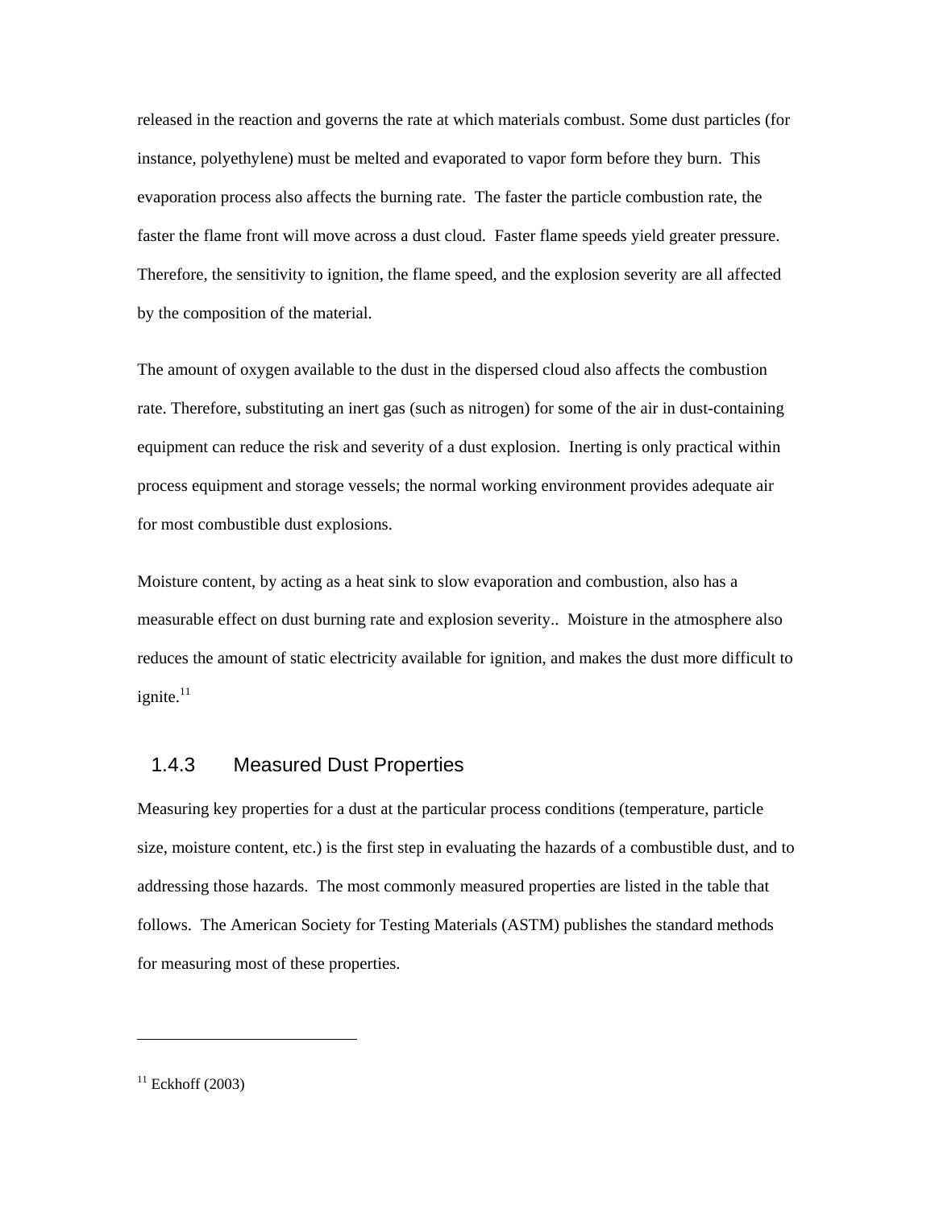released in the reaction and governs the rate at which materials combust. Some dust particles (for instance, polyethylene) must be melted and evaporated to vapor form before they burn. This evaporation process also affects the burning rate. The faster the particle combustion rate, the faster the flame front will move across a dust cloud. Faster flame speeds yield greater pressure. Therefore, the sensitivity to ignition, the flame speed, and the explosion severity are all affected by the composition of the material.

The amount of oxygen available to the dust in the dispersed cloud also affects the combustion rate. Therefore, substituting an inert gas (such as nitrogen) for some of the air in dust-containing equipment can reduce the risk and severity of a dust explosion. Inerting is only practical within process equipment and storage vessels; the normal working environment provides adequate air for most combustible dust explosions.

Moisture content, by acting as a heat sink to slow evaporation and combustion, also has a measurable effect on dust burning rate and explosion severity.. Moisture in the atmosphere also reduces the amount of static electricity available for ignition, and makes the dust more difficult to ignite.[11]

### 1.4.3 Measured Dust Properties

Measuring key properties for a dust at the particular process conditions (temperature, particle size, moisture content, etc.) is the first step in evaluating the hazards of a combustible dust, and to addressing those hazards. The most commonly measured properties are listed in the table that follows. The American Society for Testing Materials (ASTM) publishes the standard methods for measuring most of these properties.

---

[11] Eckhoff (2003)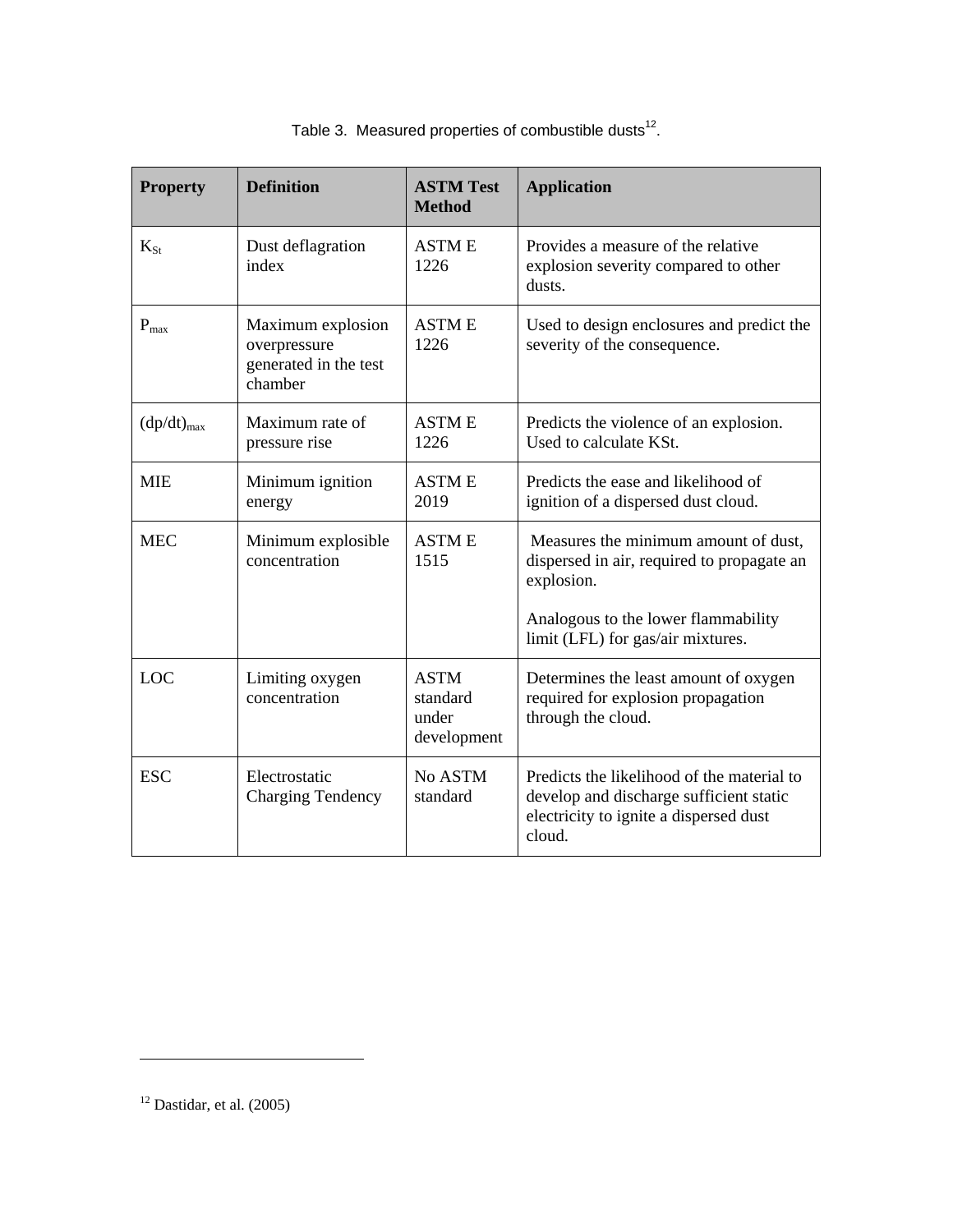Table 3. Measured properties of combustible dusts[12].

| **Property** | **Definition** | **ASTM Test Method** | **Application** |
|---|---|---|---|
| $K_{St}$ | Dust deflagration index | ASTM E 1226 | Provides a measure of the relative explosion severity compared to other dusts. |
| $P_{max}$ | Maximum explosion overpressure generated in the test chamber | ASTM E 1226 | Used to design enclosures and predict the severity of the consequence. |
| $(dp/dt)_{max}$ | Maximum rate of pressure rise | ASTM E 1226 | Predicts the violence of an explosion. Used to calculate KSt. |
| MIE | Minimum ignition energy | ASTM E 2019 | Predicts the ease and likelihood of ignition of a dispersed dust cloud. |
| MEC | Minimum explosible concentration | ASTM E 1515 | Measures the minimum amount of dust, dispersed in air, required to propagate an explosion. <br><br> Analogous to the lower flammability limit (LFL) for gas/air mixtures. |
| LOC | Limiting oxygen concentration | ASTM standard under development | Determines the least amount of oxygen required for explosion propagation through the cloud. |
| ESC | Electrostatic Charging Tendency | No ASTM standard | Predicts the likelihood of the material to develop and discharge sufficient static electricity to ignite a dispersed dust cloud. |

[12] Dastidar, et al. (2005)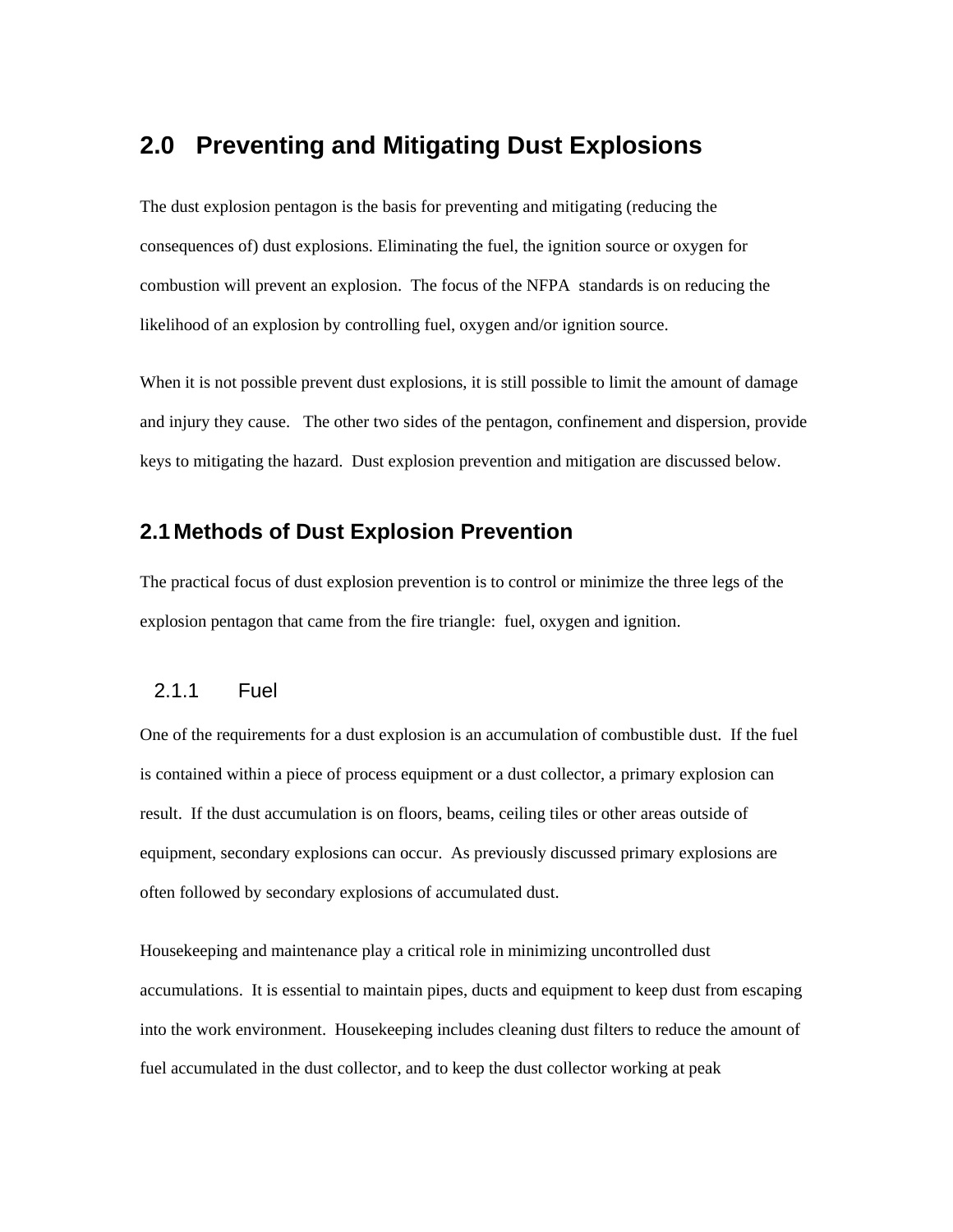# 2.0 Preventing and Mitigating Dust Explosions

The dust explosion pentagon is the basis for preventing and mitigating (reducing the consequences of) dust explosions. Eliminating the fuel, the ignition source or oxygen for combustion will prevent an explosion. The focus of the NFPA standards is on reducing the likelihood of an explosion by controlling fuel, oxygen and/or ignition source.

When it is not possible prevent dust explosions, it is still possible to limit the amount of damage and injury they cause. The other two sides of the pentagon, confinement and dispersion, provide keys to mitigating the hazard. Dust explosion prevention and mitigation are discussed below.

## 2.1 Methods of Dust Explosion Prevention

The practical focus of dust explosion prevention is to control or minimize the three legs of the explosion pentagon that came from the fire triangle: fuel, oxygen and ignition.

### 2.1.1 Fuel

One of the requirements for a dust explosion is an accumulation of combustible dust. If the fuel is contained within a piece of process equipment or a dust collector, a primary explosion can result. If the dust accumulation is on floors, beams, ceiling tiles or other areas outside of equipment, secondary explosions can occur. As previously discussed primary explosions are often followed by secondary explosions of accumulated dust.

Housekeeping and maintenance play a critical role in minimizing uncontrolled dust accumulations. It is essential to maintain pipes, ducts and equipment to keep dust from escaping into the work environment. Housekeeping includes cleaning dust filters to reduce the amount of fuel accumulated in the dust collector, and to keep the dust collector working at peak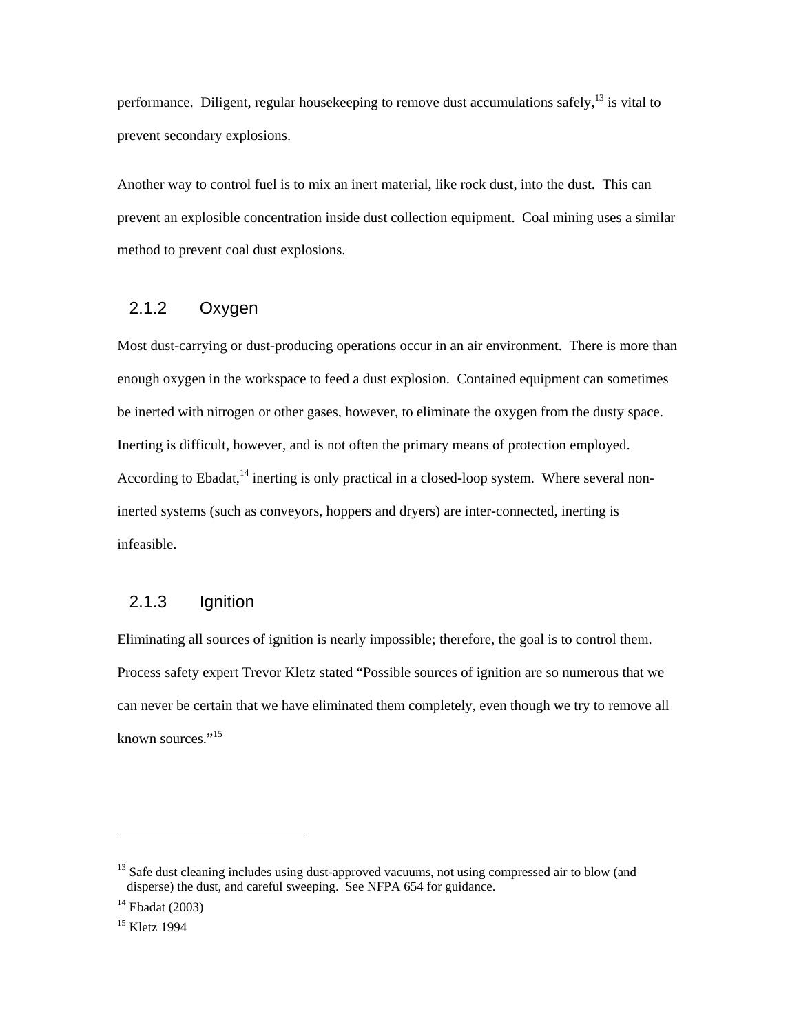performance. Diligent, regular housekeeping to remove dust accumulations safely,[13] is vital to prevent secondary explosions.

Another way to control fuel is to mix an inert material, like rock dust, into the dust. This can prevent an explosible concentration inside dust collection equipment. Coal mining uses a similar method to prevent coal dust explosions.

### 2.1.2 Oxygen

Most dust-carrying or dust-producing operations occur in an air environment. There is more than enough oxygen in the workspace to feed a dust explosion. Contained equipment can sometimes be inerted with nitrogen or other gases, however, to eliminate the oxygen from the dusty space. Inerting is difficult, however, and is not often the primary means of protection employed. According to Ebadat,[14] inerting is only practical in a closed-loop system. Where several non-inerted systems (such as conveyors, hoppers and dryers) are inter-connected, inerting is infeasible.

### 2.1.3 Ignition

Eliminating all sources of ignition is nearly impossible; therefore, the goal is to control them. Process safety expert Trevor Kletz stated "Possible sources of ignition are so numerous that we can never be certain that we have eliminated them completely, even though we try to remove all known sources."[15]

---

[13] Safe dust cleaning includes using dust-approved vacuums, not using compressed air to blow (and disperse) the dust, and careful sweeping. See NFPA 654 for guidance.

[14] Ebadat (2003)

[15] Kletz 1994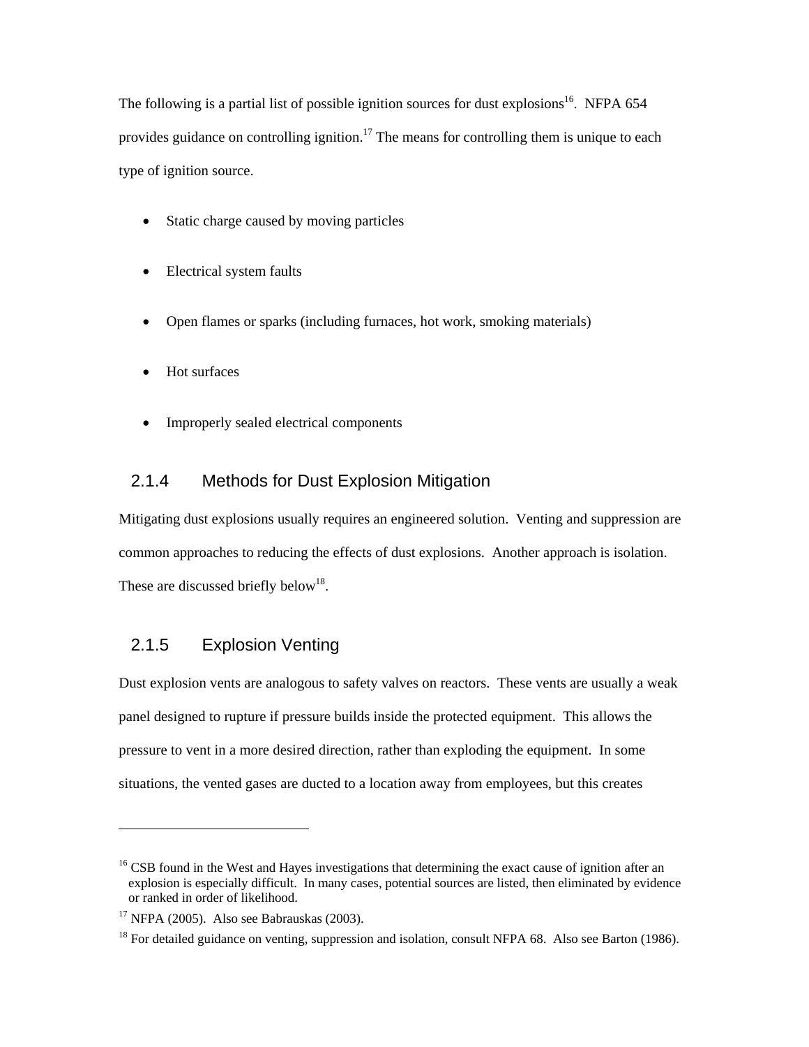The following is a partial list of possible ignition sources for dust explosions[16]. NFPA 654 provides guidance on controlling ignition.[17] The means for controlling them is unique to each type of ignition source.

- Static charge caused by moving particles
- Electrical system faults
- Open flames or sparks (including furnaces, hot work, smoking materials)
- Hot surfaces
- Improperly sealed electrical components

### 2.1.4 Methods for Dust Explosion Mitigation

Mitigating dust explosions usually requires an engineered solution. Venting and suppression are common approaches to reducing the effects of dust explosions. Another approach is isolation. These are discussed briefly below[18].

### 2.1.5 Explosion Venting

Dust explosion vents are analogous to safety valves on reactors. These vents are usually a weak panel designed to rupture if pressure builds inside the protected equipment. This allows the pressure to vent in a more desired direction, rather than exploding the equipment. In some situations, the vented gases are ducted to a location away from employees, but this creates

---

[16] CSB found in the West and Hayes investigations that determining the exact cause of ignition after an explosion is especially difficult. In many cases, potential sources are listed, then eliminated by evidence or ranked in order of likelihood.

[17] NFPA (2005). Also see Babrauskas (2003).

[18] For detailed guidance on venting, suppression and isolation, consult NFPA 68. Also see Barton (1986).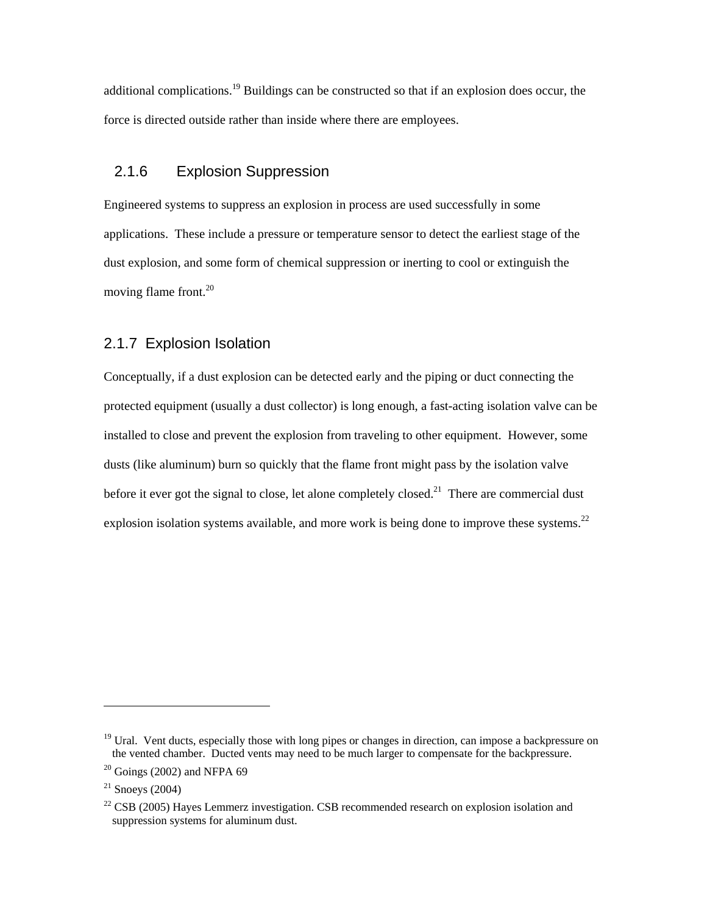additional complications.[19] Buildings can be constructed so that if an explosion does occur, the force is directed outside rather than inside where there are employees.

### 2.1.6 Explosion Suppression

Engineered systems to suppress an explosion in process are used successfully in some applications. These include a pressure or temperature sensor to detect the earliest stage of the dust explosion, and some form of chemical suppression or inerting to cool or extinguish the moving flame front.[20]

### 2.1.7 Explosion Isolation

Conceptually, if a dust explosion can be detected early and the piping or duct connecting the protected equipment (usually a dust collector) is long enough, a fast-acting isolation valve can be installed to close and prevent the explosion from traveling to other equipment. However, some dusts (like aluminum) burn so quickly that the flame front might pass by the isolation valve before it ever got the signal to close, let alone completely closed.[21] There are commercial dust explosion isolation systems available, and more work is being done to improve these systems.[22]

---

[19] Ural. Vent ducts, especially those with long pipes or changes in direction, can impose a backpressure on the vented chamber. Ducted vents may need to be much larger to compensate for the backpressure.

[20] Goings (2002) and NFPA 69

[21] Snoeys (2004)

[22] CSB (2005) Hayes Lemmerz investigation. CSB recommended research on explosion isolation and suppression systems for aluminum dust.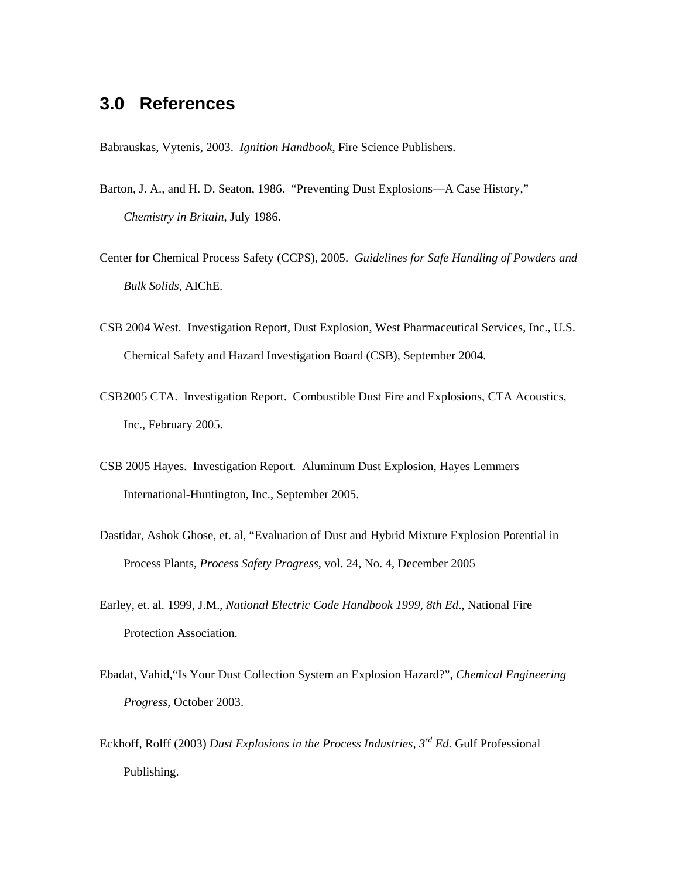## 3.0 References

Babrauskas, Vytenis, 2003. *Ignition Handbook*, Fire Science Publishers.

Barton, J. A., and H. D. Seaton, 1986. "Preventing Dust Explosions—A Case History," *Chemistry in Britain*, July 1986.

Center for Chemical Process Safety (CCPS), 2005. *Guidelines for Safe Handling of Powders and Bulk Solids*, AIChE.

CSB 2004 West. Investigation Report, Dust Explosion, West Pharmaceutical Services, Inc., U.S. Chemical Safety and Hazard Investigation Board (CSB), September 2004.

CSB2005 CTA. Investigation Report. Combustible Dust Fire and Explosions, CTA Acoustics, Inc., February 2005.

CSB 2005 Hayes. Investigation Report. Aluminum Dust Explosion, Hayes Lemmers International-Huntington, Inc., September 2005.

Dastidar, Ashok Ghose, et. al, "Evaluation of Dust and Hybrid Mixture Explosion Potential in Process Plants, *Process Safety Progress*, vol. 24, No. 4, December 2005

Earley, et. al. 1999, J.M., *National Electric Code Handbook 1999, 8th Ed*., National Fire Protection Association.

Ebadat, Vahid,"Is Your Dust Collection System an Explosion Hazard?", *Chemical Engineering Progress,* October 2003.

Eckhoff, Rolff (2003) *Dust Explosions in the Process Industries, 3rd Ed.* Gulf Professional Publishing.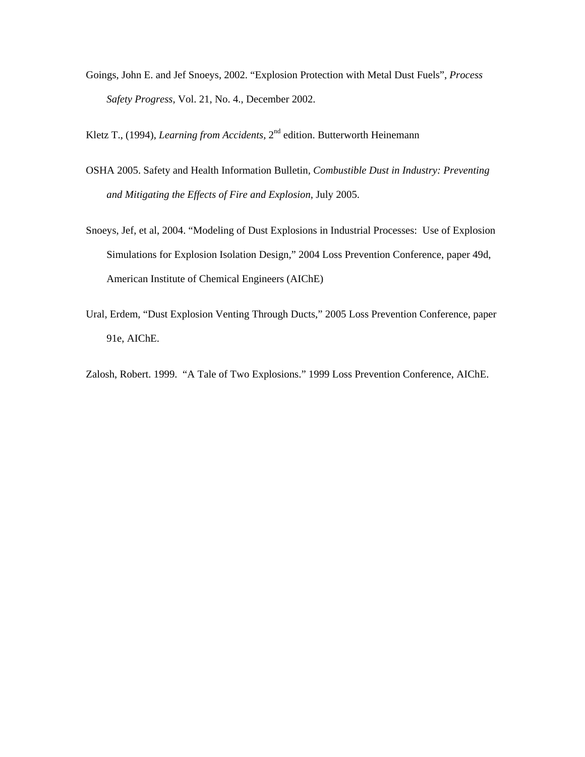Goings, John E. and Jef Snoeys, 2002. "Explosion Protection with Metal Dust Fuels", *Process Safety Progress*, Vol. 21, No. 4., December 2002.

Kletz T., (1994), *Learning from Accidents*, 2nd edition. Butterworth Heinemann

OSHA 2005. Safety and Health Information Bulletin, *Combustible Dust in Industry: Preventing and Mitigating the Effects of Fire and Explosion*, July 2005.

Snoeys, Jef, et al, 2004. "Modeling of Dust Explosions in Industrial Processes: Use of Explosion Simulations for Explosion Isolation Design," 2004 Loss Prevention Conference, paper 49d, American Institute of Chemical Engineers (AIChE)

Ural, Erdem, "Dust Explosion Venting Through Ducts," 2005 Loss Prevention Conference, paper 91e, AIChE.

Zalosh, Robert. 1999. "A Tale of Two Explosions." 1999 Loss Prevention Conference, AIChE.